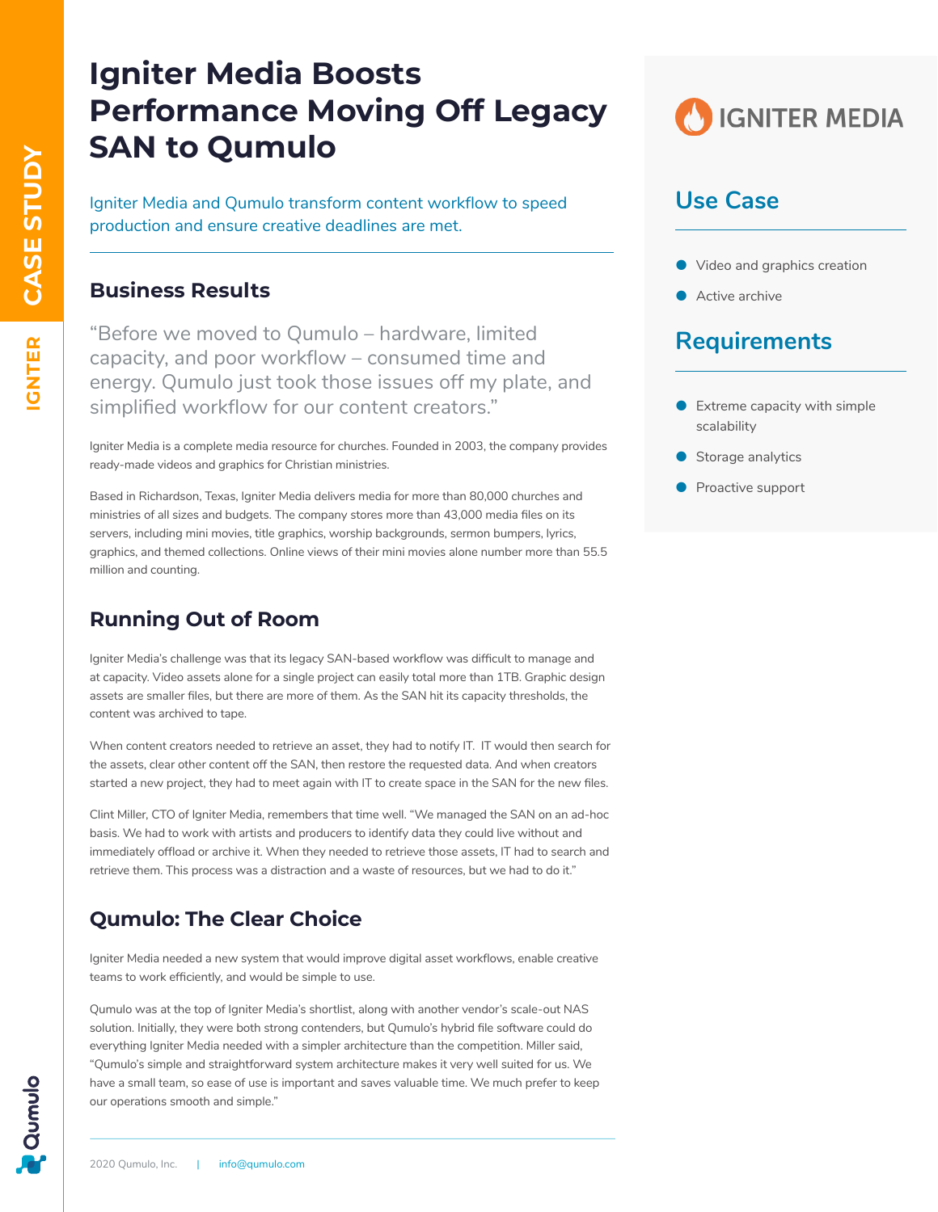# Igniter Media Boosts Performance Moving Off Legacy SAN to Qumulo

Igniter Media and Qumulo transform content workflow to speed production and ensure creative deadlines are met.

## Business Results

"Before we moved to Qumulo – hardware, limited capacity, and poor workflow – consumed time and energy. Qumulo just took those issues off my plate, and simplified workflow for our content creators."

Igniter Media is a complete media resource for churches. Founded in 2003, the company provides ready-made videos and graphics for Christian ministries.

Based in Richardson, Texas, Igniter Media delivers media for more than 80,000 churches and ministries of all sizes and budgets. The company stores more than 43,000 media files on its servers, including mini movies, title graphics, worship backgrounds, sermon bumpers, lyrics, graphics, and themed collections. Online views of their mini movies alone number more than 55.5 million and counting.

## Running Out of Room

Igniter Media's challenge was that its legacy SAN-based workflow was difficult to manage and at capacity. Video assets alone for a single project can easily total more than 1TB. Graphic design assets are smaller files, but there are more of them. As the SAN hit its capacity thresholds, the content was archived to tape.

When content creators needed to retrieve an asset, they had to notify IT. IT would then search for the assets, clear other content off the SAN, then restore the requested data. And when creators started a new project, they had to meet again with IT to create space in the SAN for the new files.

Clint Miller, CTO of Igniter Media, remembers that time well. "We managed the SAN on an ad-hoc basis. We had to work with artists and producers to identify data they could live without and immediately offload or archive it. When they needed to retrieve those assets, IT had to search and retrieve them. This process was a distraction and a waste of resources, but we had to do it."

## Qumulo: The Clear Choice

Igniter Media needed a new system that would improve digital asset workflows, enable creative teams to work efficiently, and would be simple to use.

Qumulo was at the top of Igniter Media's shortlist, along with another vendor's scale-out NAS solution. Initially, they were both strong contenders, but Qumulo's hybrid file software could do everything Igniter Media needed with a simpler architecture than the competition. Miller said, "Qumulo's simple and straightforward system architecture makes it very well suited for us. We have a small team, so ease of use is important and saves valuable time. We much prefer to keep our operations smooth and simple."

## Use Case

- Video and graphics creation
- Active archive

## Requirements

- Extreme capacity with simple scalability
- Storage analytics
- Proactive support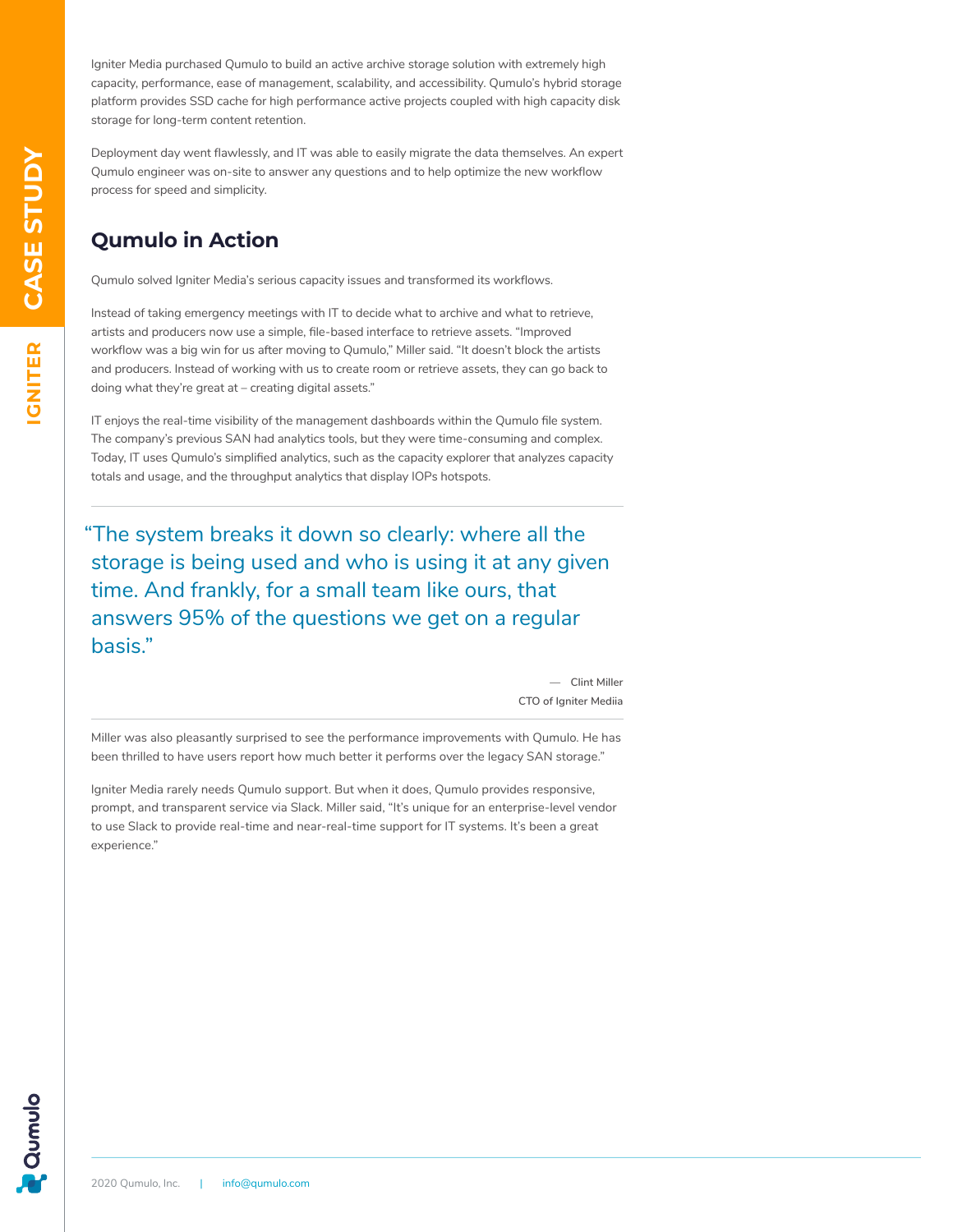Igniter Media purchased Qumulo to build an active archive storage solution with extremely high capacity, performance, ease of management, scalability, and accessibility. Qumulo's hybrid storage platform provides SSD cache for high performance active projects coupled with high capacity disk storage for long-term content retention.

Deployment day went flawlessly, and IT was able to easily migrate the data themselves. An expert Qumulo engineer was on-site to answer any questions and to help optimize the new workflow process for speed and simplicity.

## Qumulo in Action

Qumulo solved Igniter Media's serious capacity issues and transformed its workflows.

Instead of taking emergency meetings with IT to decide what to archive and what to retrieve, artists and producers now use a simple, file-based interface to retrieve assets. "Improved workflow was a big win for us after moving to Qumulo," Miller said. "It doesn't block the artists and producers. Instead of working with us to create room or retrieve assets, they can go back to doing what they're great at – creating digital assets."

IT enjoys the real-time visibility of the management dashboards within the Qumulo file system. The company's previous SAN had analytics tools, but they were time-consuming and complex. Today, IT uses Qumulo's simplified analytics, such as the capacity explorer that analyzes capacity totals and usage, and the throughput analytics that display IOPs hotspots.

> "The system breaks it down so clearly: where all the storage is being used and who is using it at any given time. And frankly, for a small team like ours, that answers 95% of the questions we get on a regular basis."
>
> — Clint Miller
> CTO of Igniter Mediia

Miller was also pleasantly surprised to see the performance improvements with Qumulo. He has been thrilled to have users report how much better it performs over the legacy SAN storage."

Igniter Media rarely needs Qumulo support. But when it does, Qumulo provides responsive, prompt, and transparent service via Slack. Miller said, "It's unique for an enterprise-level vendor to use Slack to provide real-time and near-real-time support for IT systems. It's been a great experience."